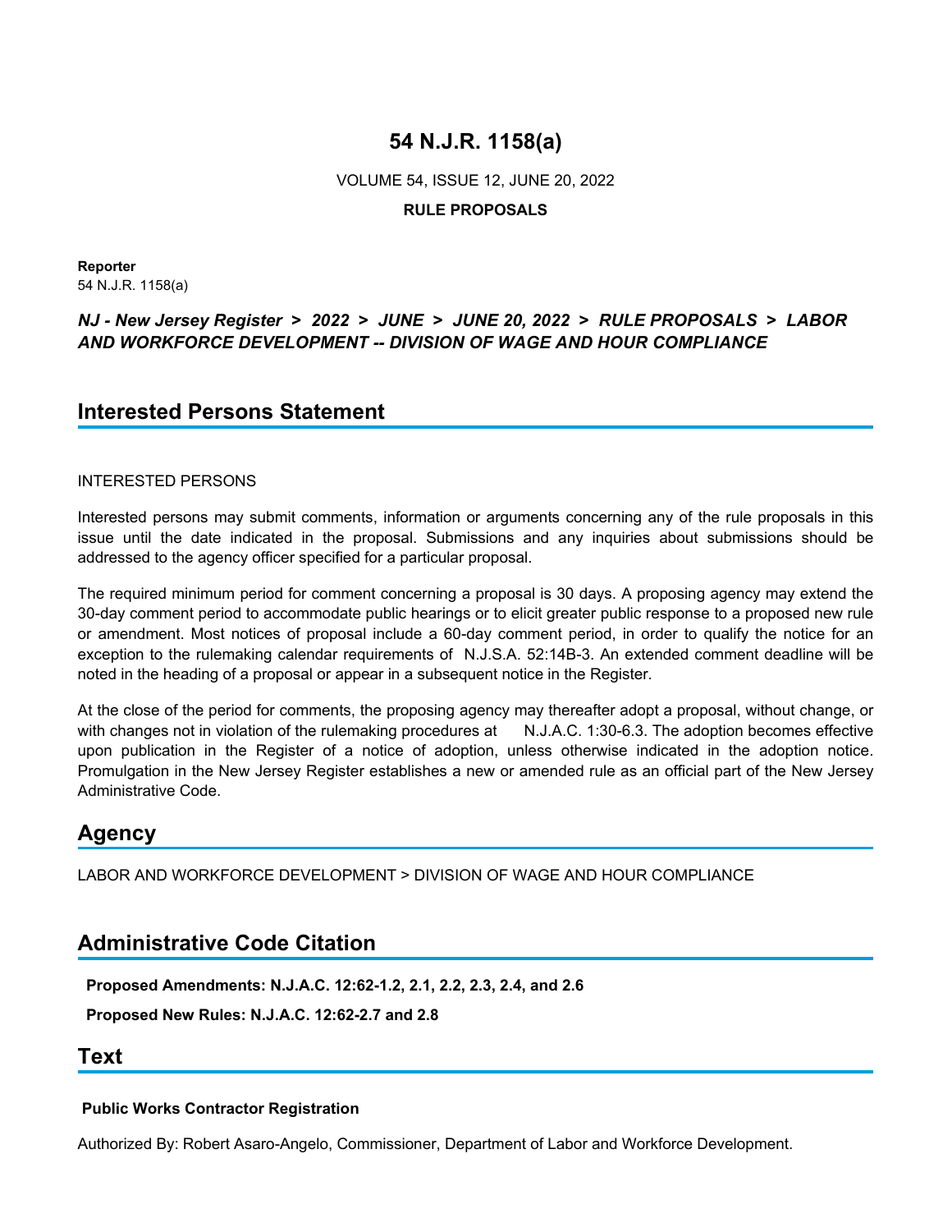# 54 N.J.R. 1158(a)

VOLUME 54, ISSUE 12, JUNE 20, 2022

**RULE PROPOSALS**

**Reporter**
54 N.J.R. 1158(a)

***NJ - New Jersey Register > 2022 > JUNE > JUNE 20, 2022 > RULE PROPOSALS > LABOR AND WORKFORCE DEVELOPMENT -- DIVISION OF WAGE AND HOUR COMPLIANCE***

## Interested Persons Statement

INTERESTED PERSONS

Interested persons may submit comments, information or arguments concerning any of the rule proposals in this issue until the date indicated in the proposal. Submissions and any inquiries about submissions should be addressed to the agency officer specified for a particular proposal.

The required minimum period for comment concerning a proposal is 30 days. A proposing agency may extend the 30-day comment period to accommodate public hearings or to elicit greater public response to a proposed new rule or amendment. Most notices of proposal include a 60-day comment period, in order to qualify the notice for an exception to the rulemaking calendar requirements of N.J.S.A. 52:14B-3. An extended comment deadline will be noted in the heading of a proposal or appear in a subsequent notice in the Register.

At the close of the period for comments, the proposing agency may thereafter adopt a proposal, without change, or with changes not in violation of the rulemaking procedures at N.J.A.C. 1:30-6.3. The adoption becomes effective upon publication in the Register of a notice of adoption, unless otherwise indicated in the adoption notice. Promulgation in the New Jersey Register establishes a new or amended rule as an official part of the New Jersey Administrative Code.

## Agency

LABOR AND WORKFORCE DEVELOPMENT > DIVISION OF WAGE AND HOUR COMPLIANCE

## Administrative Code Citation

**Proposed Amendments: N.J.A.C. 12:62-1.2, 2.1, 2.2, 2.3, 2.4, and 2.6**

**Proposed New Rules: N.J.A.C. 12:62-2.7 and 2.8**

## Text

**Public Works Contractor Registration**

Authorized By: Robert Asaro-Angelo, Commissioner, Department of Labor and Workforce Development.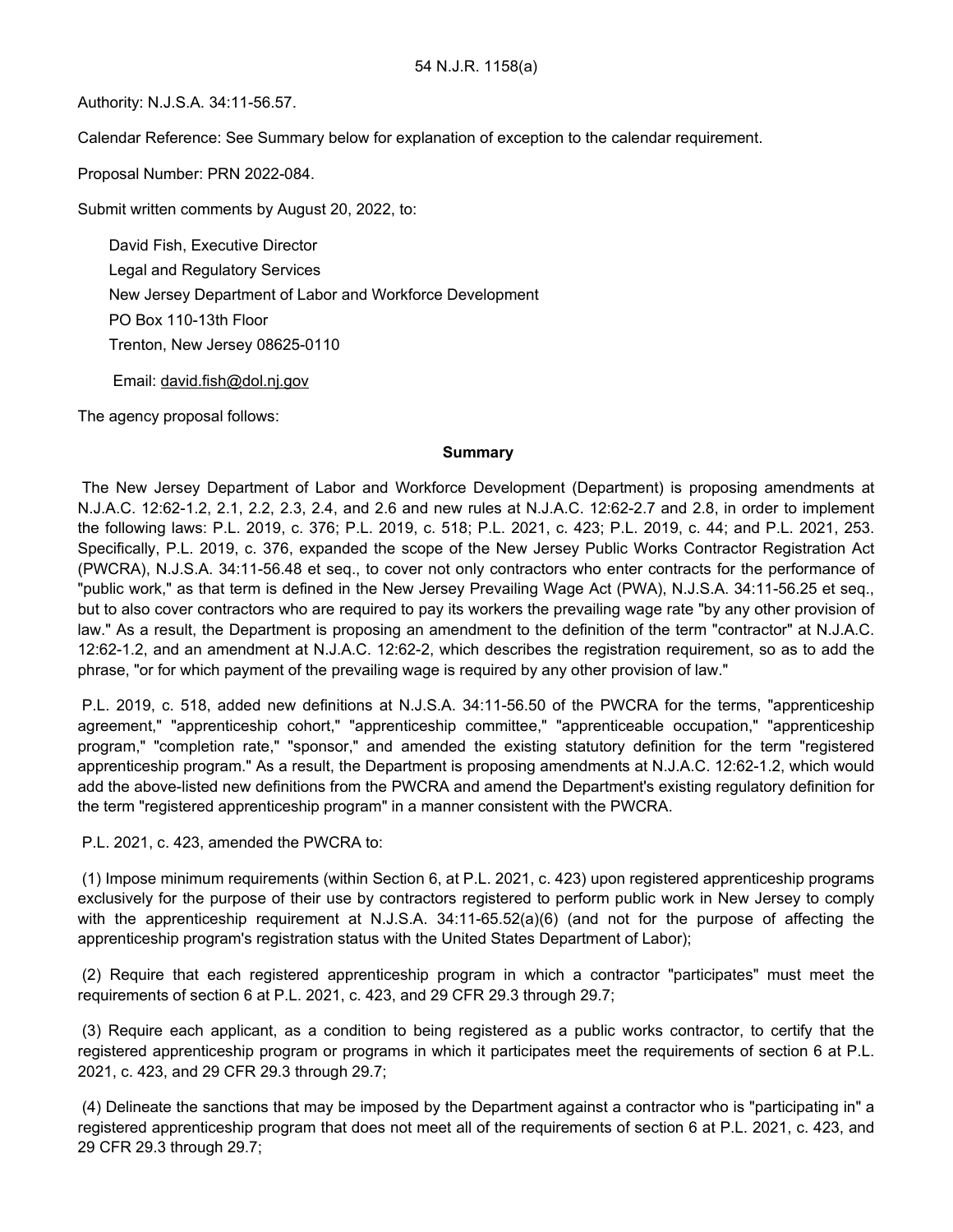54 N.J.R. 1158(a)

Authority: N.J.S.A. 34:11-56.57.

Calendar Reference: See Summary below for explanation of exception to the calendar requirement.

Proposal Number: PRN 2022-084.

Submit written comments by August 20, 2022, to:

> David Fish, Executive Director
> Legal and Regulatory Services
> New Jersey Department of Labor and Workforce Development
> PO Box 110-13th Floor
> Trenton, New Jersey 08625-0110
>
> Email: david.fish@dol.nj.gov

The agency proposal follows:

**Summary**

The New Jersey Department of Labor and Workforce Development (Department) is proposing amendments at N.J.A.C. 12:62-1.2, 2.1, 2.2, 2.3, 2.4, and 2.6 and new rules at N.J.A.C. 12:62-2.7 and 2.8, in order to implement the following laws: P.L. 2019, c. 376; P.L. 2019, c. 518; P.L. 2021, c. 423; P.L. 2019, c. 44; and P.L. 2021, 253. Specifically, P.L. 2019, c. 376, expanded the scope of the New Jersey Public Works Contractor Registration Act (PWCRA), N.J.S.A. 34:11-56.48 et seq., to cover not only contractors who enter contracts for the performance of "public work," as that term is defined in the New Jersey Prevailing Wage Act (PWA), N.J.S.A. 34:11-56.25 et seq., but to also cover contractors who are required to pay its workers the prevailing wage rate "by any other provision of law." As a result, the Department is proposing an amendment to the definition of the term "contractor" at N.J.A.C. 12:62-1.2, and an amendment at N.J.A.C. 12:62-2, which describes the registration requirement, so as to add the phrase, "or for which payment of the prevailing wage is required by any other provision of law."

P.L. 2019, c. 518, added new definitions at N.J.S.A. 34:11-56.50 of the PWCRA for the terms, "apprenticeship agreement," "apprenticeship cohort," "apprenticeship committee," "apprenticeable occupation," "apprenticeship program," "completion rate," "sponsor," and amended the existing statutory definition for the term "registered apprenticeship program." As a result, the Department is proposing amendments at N.J.A.C. 12:62-1.2, which would add the above-listed new definitions from the PWCRA and amend the Department's existing regulatory definition for the term "registered apprenticeship program" in a manner consistent with the PWCRA.

P.L. 2021, c. 423, amended the PWCRA to:

(1) Impose minimum requirements (within Section 6, at P.L. 2021, c. 423) upon registered apprenticeship programs exclusively for the purpose of their use by contractors registered to perform public work in New Jersey to comply with the apprenticeship requirement at N.J.S.A. 34:11-65.52(a)(6) (and not for the purpose of affecting the apprenticeship program's registration status with the United States Department of Labor);

(2) Require that each registered apprenticeship program in which a contractor "participates" must meet the requirements of section 6 at P.L. 2021, c. 423, and 29 CFR 29.3 through 29.7;

(3) Require each applicant, as a condition to being registered as a public works contractor, to certify that the registered apprenticeship program or programs in which it participates meet the requirements of section 6 at P.L. 2021, c. 423, and 29 CFR 29.3 through 29.7;

(4) Delineate the sanctions that may be imposed by the Department against a contractor who is "participating in" a registered apprenticeship program that does not meet all of the requirements of section 6 at P.L. 2021, c. 423, and 29 CFR 29.3 through 29.7;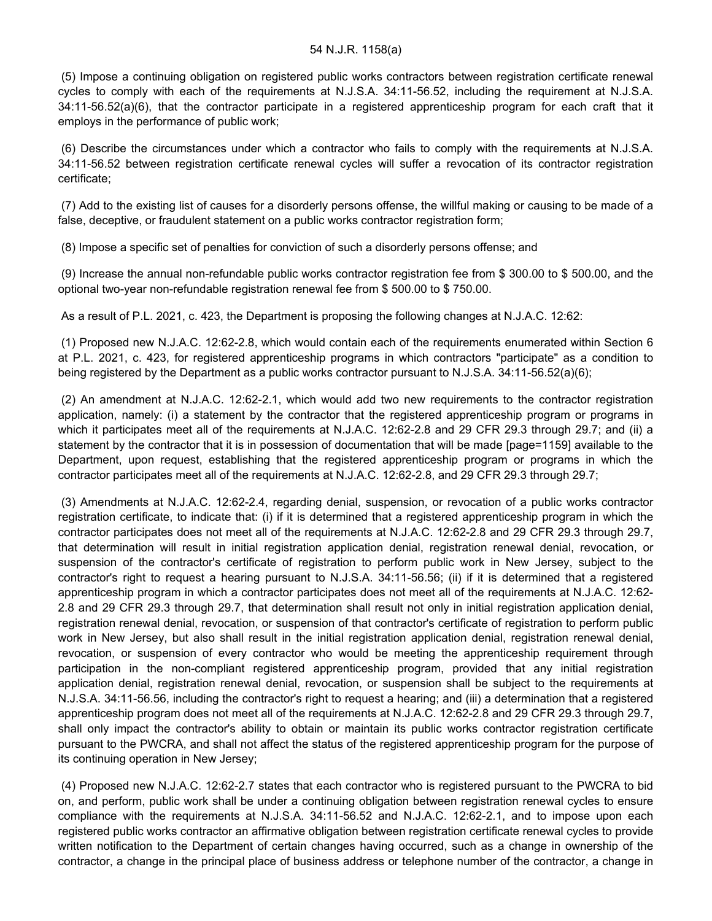(5) Impose a continuing obligation on registered public works contractors between registration certificate renewal cycles to comply with each of the requirements at N.J.S.A. 34:11-56.52, including the requirement at N.J.S.A. 34:11-56.52(a)(6), that the contractor participate in a registered apprenticeship program for each craft that it employs in the performance of public work;

(6) Describe the circumstances under which a contractor who fails to comply with the requirements at N.J.S.A. 34:11-56.52 between registration certificate renewal cycles will suffer a revocation of its contractor registration certificate;

(7) Add to the existing list of causes for a disorderly persons offense, the willful making or causing to be made of a false, deceptive, or fraudulent statement on a public works contractor registration form;

(8) Impose a specific set of penalties for conviction of such a disorderly persons offense; and

(9) Increase the annual non-refundable public works contractor registration fee from $ 300.00 to $ 500.00, and the optional two-year non-refundable registration renewal fee from $ 500.00 to $ 750.00.

As a result of P.L. 2021, c. 423, the Department is proposing the following changes at N.J.A.C. 12:62:

(1) Proposed new N.J.A.C. 12:62-2.8, which would contain each of the requirements enumerated within Section 6 at P.L. 2021, c. 423, for registered apprenticeship programs in which contractors "participate" as a condition to being registered by the Department as a public works contractor pursuant to N.J.S.A. 34:11-56.52(a)(6);

(2) An amendment at N.J.A.C. 12:62-2.1, which would add two new requirements to the contractor registration application, namely: (i) a statement by the contractor that the registered apprenticeship program or programs in which it participates meet all of the requirements at N.J.A.C. 12:62-2.8 and 29 CFR 29.3 through 29.7; and (ii) a statement by the contractor that it is in possession of documentation that will be made [page=1159] available to the Department, upon request, establishing that the registered apprenticeship program or programs in which the contractor participates meet all of the requirements at N.J.A.C. 12:62-2.8, and 29 CFR 29.3 through 29.7;

(3) Amendments at N.J.A.C. 12:62-2.4, regarding denial, suspension, or revocation of a public works contractor registration certificate, to indicate that: (i) if it is determined that a registered apprenticeship program in which the contractor participates does not meet all of the requirements at N.J.A.C. 12:62-2.8 and 29 CFR 29.3 through 29.7, that determination will result in initial registration application denial, registration renewal denial, revocation, or suspension of the contractor's certificate of registration to perform public work in New Jersey, subject to the contractor's right to request a hearing pursuant to N.J.S.A. 34:11-56.56; (ii) if it is determined that a registered apprenticeship program in which a contractor participates does not meet all of the requirements at N.J.A.C. 12:62-2.8 and 29 CFR 29.3 through 29.7, that determination shall result not only in initial registration application denial, registration renewal denial, revocation, or suspension of that contractor's certificate of registration to perform public work in New Jersey, but also shall result in the initial registration application denial, registration renewal denial, revocation, or suspension of every contractor who would be meeting the apprenticeship requirement through participation in the non-compliant registered apprenticeship program, provided that any initial registration application denial, registration renewal denial, revocation, or suspension shall be subject to the requirements at N.J.S.A. 34:11-56.56, including the contractor's right to request a hearing; and (iii) a determination that a registered apprenticeship program does not meet all of the requirements at N.J.A.C. 12:62-2.8 and 29 CFR 29.3 through 29.7, shall only impact the contractor's ability to obtain or maintain its public works contractor registration certificate pursuant to the PWCRA, and shall not affect the status of the registered apprenticeship program for the purpose of its continuing operation in New Jersey;

(4) Proposed new N.J.A.C. 12:62-2.7 states that each contractor who is registered pursuant to the PWCRA to bid on, and perform, public work shall be under a continuing obligation between registration renewal cycles to ensure compliance with the requirements at N.J.S.A. 34:11-56.52 and N.J.A.C. 12:62-2.1, and to impose upon each registered public works contractor an affirmative obligation between registration certificate renewal cycles to provide written notification to the Department of certain changes having occurred, such as a change in ownership of the contractor, a change in the principal place of business address or telephone number of the contractor, a change in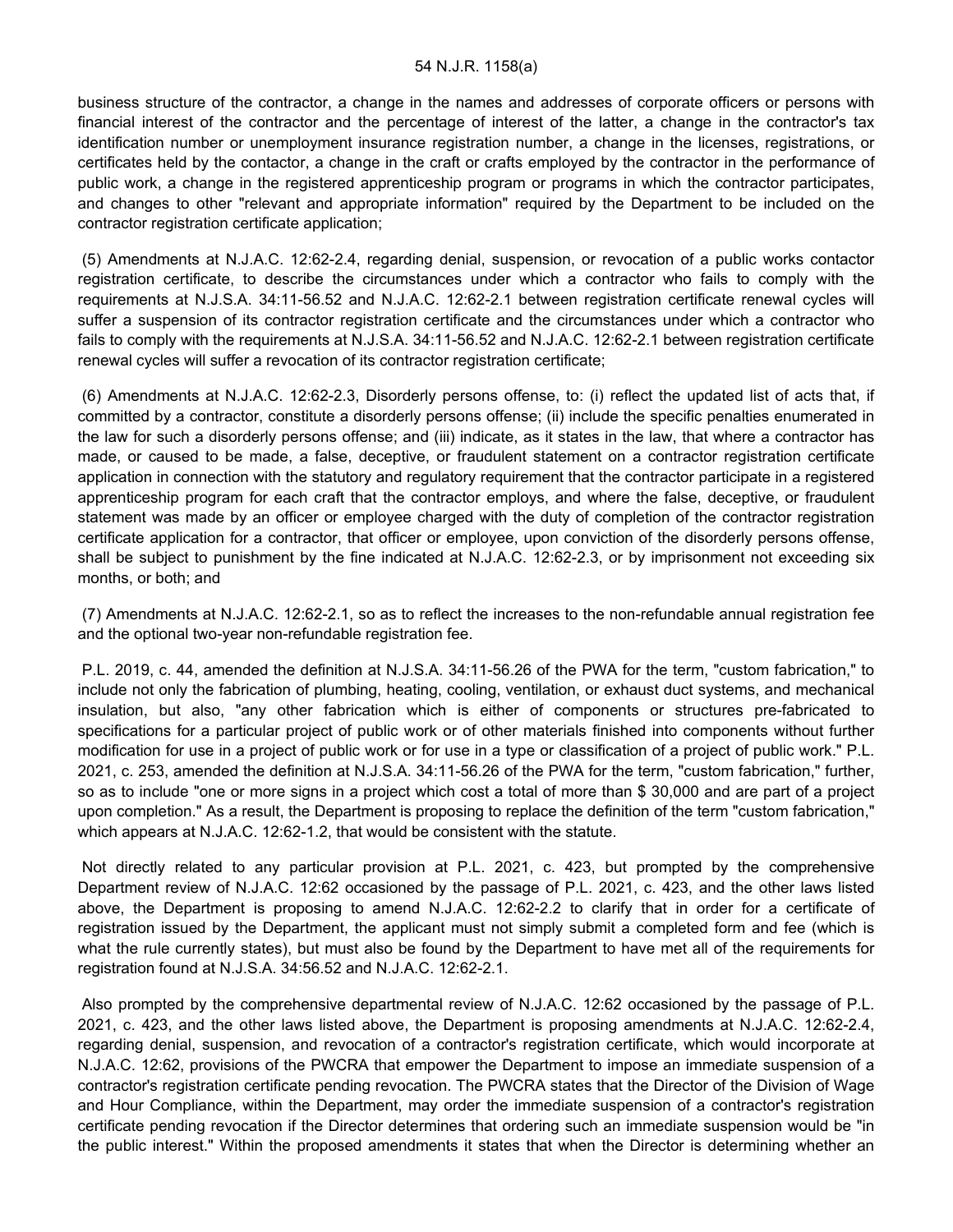business structure of the contractor, a change in the names and addresses of corporate officers or persons with financial interest of the contractor and the percentage of interest of the latter, a change in the contractor's tax identification number or unemployment insurance registration number, a change in the licenses, registrations, or certificates held by the contactor, a change in the craft or crafts employed by the contractor in the performance of public work, a change in the registered apprenticeship program or programs in which the contractor participates, and changes to other "relevant and appropriate information" required by the Department to be included on the contractor registration certificate application;

(5) Amendments at N.J.A.C. 12:62-2.4, regarding denial, suspension, or revocation of a public works contactor registration certificate, to describe the circumstances under which a contractor who fails to comply with the requirements at N.J.S.A. 34:11-56.52 and N.J.A.C. 12:62-2.1 between registration certificate renewal cycles will suffer a suspension of its contractor registration certificate and the circumstances under which a contractor who fails to comply with the requirements at N.J.S.A. 34:11-56.52 and N.J.A.C. 12:62-2.1 between registration certificate renewal cycles will suffer a revocation of its contractor registration certificate;

(6) Amendments at N.J.A.C. 12:62-2.3, Disorderly persons offense, to: (i) reflect the updated list of acts that, if committed by a contractor, constitute a disorderly persons offense; (ii) include the specific penalties enumerated in the law for such a disorderly persons offense; and (iii) indicate, as it states in the law, that where a contractor has made, or caused to be made, a false, deceptive, or fraudulent statement on a contractor registration certificate application in connection with the statutory and regulatory requirement that the contractor participate in a registered apprenticeship program for each craft that the contractor employs, and where the false, deceptive, or fraudulent statement was made by an officer or employee charged with the duty of completion of the contractor registration certificate application for a contractor, that officer or employee, upon conviction of the disorderly persons offense, shall be subject to punishment by the fine indicated at N.J.A.C. 12:62-2.3, or by imprisonment not exceeding six months, or both; and

(7) Amendments at N.J.A.C. 12:62-2.1, so as to reflect the increases to the non-refundable annual registration fee and the optional two-year non-refundable registration fee.

P.L. 2019, c. 44, amended the definition at N.J.S.A. 34:11-56.26 of the PWA for the term, "custom fabrication," to include not only the fabrication of plumbing, heating, cooling, ventilation, or exhaust duct systems, and mechanical insulation, but also, "any other fabrication which is either of components or structures pre-fabricated to specifications for a particular project of public work or of other materials finished into components without further modification for use in a project of public work or for use in a type or classification of a project of public work." P.L. 2021, c. 253, amended the definition at N.J.S.A. 34:11-56.26 of the PWA for the term, "custom fabrication," further, so as to include "one or more signs in a project which cost a total of more than $ 30,000 and are part of a project upon completion." As a result, the Department is proposing to replace the definition of the term "custom fabrication," which appears at N.J.A.C. 12:62-1.2, that would be consistent with the statute.

Not directly related to any particular provision at P.L. 2021, c. 423, but prompted by the comprehensive Department review of N.J.A.C. 12:62 occasioned by the passage of P.L. 2021, c. 423, and the other laws listed above, the Department is proposing to amend N.J.A.C. 12:62-2.2 to clarify that in order for a certificate of registration issued by the Department, the applicant must not simply submit a completed form and fee (which is what the rule currently states), but must also be found by the Department to have met all of the requirements for registration found at N.J.S.A. 34:56.52 and N.J.A.C. 12:62-2.1.

Also prompted by the comprehensive departmental review of N.J.A.C. 12:62 occasioned by the passage of P.L. 2021, c. 423, and the other laws listed above, the Department is proposing amendments at N.J.A.C. 12:62-2.4, regarding denial, suspension, and revocation of a contractor's registration certificate, which would incorporate at N.J.A.C. 12:62, provisions of the PWCRA that empower the Department to impose an immediate suspension of a contractor's registration certificate pending revocation. The PWCRA states that the Director of the Division of Wage and Hour Compliance, within the Department, may order the immediate suspension of a contractor's registration certificate pending revocation if the Director determines that ordering such an immediate suspension would be "in the public interest." Within the proposed amendments it states that when the Director is determining whether an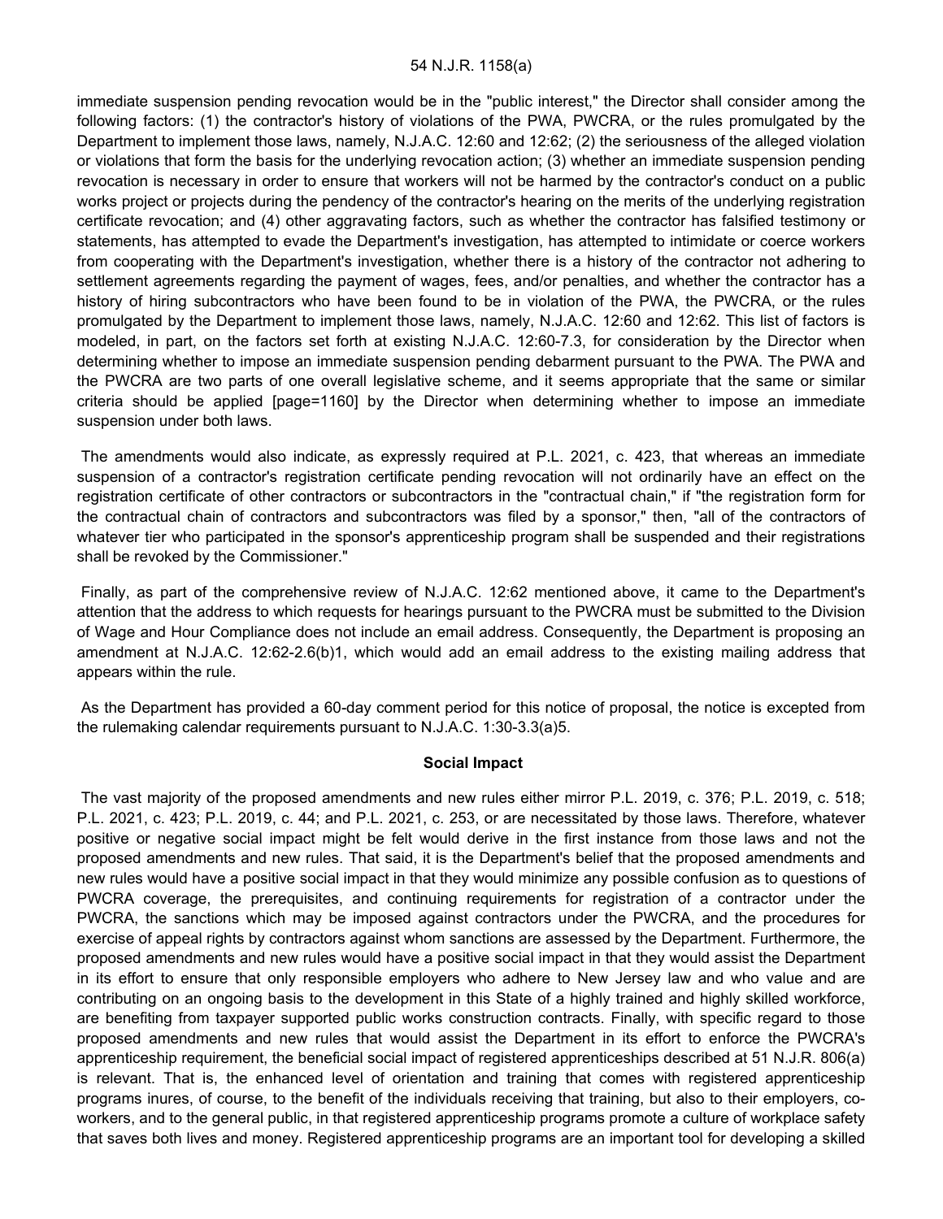immediate suspension pending revocation would be in the "public interest," the Director shall consider among the following factors: (1) the contractor's history of violations of the PWA, PWCRA, or the rules promulgated by the Department to implement those laws, namely, N.J.A.C. 12:60 and 12:62; (2) the seriousness of the alleged violation or violations that form the basis for the underlying revocation action; (3) whether an immediate suspension pending revocation is necessary in order to ensure that workers will not be harmed by the contractor's conduct on a public works project or projects during the pendency of the contractor's hearing on the merits of the underlying registration certificate revocation; and (4) other aggravating factors, such as whether the contractor has falsified testimony or statements, has attempted to evade the Department's investigation, has attempted to intimidate or coerce workers from cooperating with the Department's investigation, whether there is a history of the contractor not adhering to settlement agreements regarding the payment of wages, fees, and/or penalties, and whether the contractor has a history of hiring subcontractors who have been found to be in violation of the PWA, the PWCRA, or the rules promulgated by the Department to implement those laws, namely, N.J.A.C. 12:60 and 12:62. This list of factors is modeled, in part, on the factors set forth at existing N.J.A.C. 12:60-7.3, for consideration by the Director when determining whether to impose an immediate suspension pending debarment pursuant to the PWA. The PWA and the PWCRA are two parts of one overall legislative scheme, and it seems appropriate that the same or similar criteria should be applied [page=1160] by the Director when determining whether to impose an immediate suspension under both laws.

The amendments would also indicate, as expressly required at P.L. 2021, c. 423, that whereas an immediate suspension of a contractor's registration certificate pending revocation will not ordinarily have an effect on the registration certificate of other contractors or subcontractors in the "contractual chain," if "the registration form for the contractual chain of contractors and subcontractors was filed by a sponsor," then, "all of the contractors of whatever tier who participated in the sponsor's apprenticeship program shall be suspended and their registrations shall be revoked by the Commissioner."

Finally, as part of the comprehensive review of N.J.A.C. 12:62 mentioned above, it came to the Department's attention that the address to which requests for hearings pursuant to the PWCRA must be submitted to the Division of Wage and Hour Compliance does not include an email address. Consequently, the Department is proposing an amendment at N.J.A.C. 12:62-2.6(b)1, which would add an email address to the existing mailing address that appears within the rule.

As the Department has provided a 60-day comment period for this notice of proposal, the notice is excepted from the rulemaking calendar requirements pursuant to N.J.A.C. 1:30-3.3(a)5.

## Social Impact

The vast majority of the proposed amendments and new rules either mirror P.L. 2019, c. 376; P.L. 2019, c. 518; P.L. 2021, c. 423; P.L. 2019, c. 44; and P.L. 2021, c. 253, or are necessitated by those laws. Therefore, whatever positive or negative social impact might be felt would derive in the first instance from those laws and not the proposed amendments and new rules. That said, it is the Department's belief that the proposed amendments and new rules would have a positive social impact in that they would minimize any possible confusion as to questions of PWCRA coverage, the prerequisites, and continuing requirements for registration of a contractor under the PWCRA, the sanctions which may be imposed against contractors under the PWCRA, and the procedures for exercise of appeal rights by contractors against whom sanctions are assessed by the Department. Furthermore, the proposed amendments and new rules would have a positive social impact in that they would assist the Department in its effort to ensure that only responsible employers who adhere to New Jersey law and who value and are contributing on an ongoing basis to the development in this State of a highly trained and highly skilled workforce, are benefiting from taxpayer supported public works construction contracts. Finally, with specific regard to those proposed amendments and new rules that would assist the Department in its effort to enforce the PWCRA's apprenticeship requirement, the beneficial social impact of registered apprenticeships described at 51 N.J.R. 806(a) is relevant. That is, the enhanced level of orientation and training that comes with registered apprenticeship programs inures, of course, to the benefit of the individuals receiving that training, but also to their employers, co-workers, and to the general public, in that registered apprenticeship programs promote a culture of workplace safety that saves both lives and money. Registered apprenticeship programs are an important tool for developing a skilled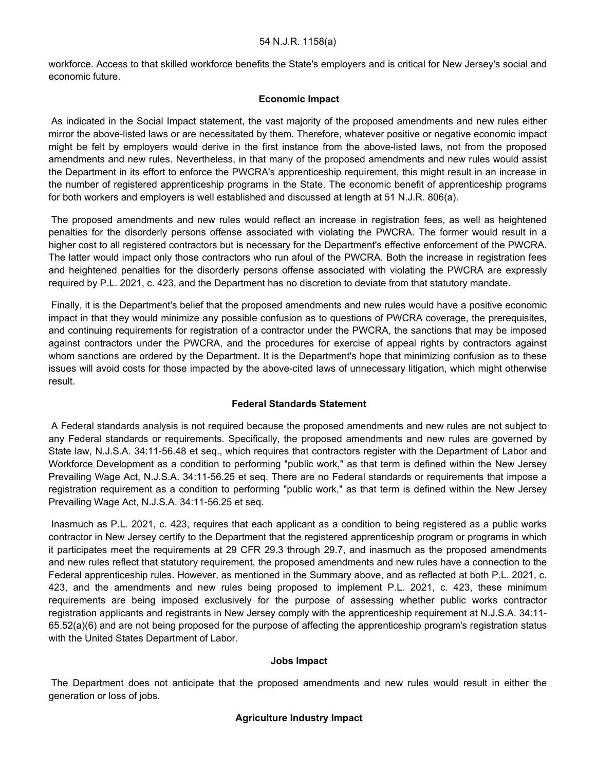workforce. Access to that skilled workforce benefits the State's employers and is critical for New Jersey's social and economic future.

**Economic Impact**

As indicated in the Social Impact statement, the vast majority of the proposed amendments and new rules either mirror the above-listed laws or are necessitated by them. Therefore, whatever positive or negative economic impact might be felt by employers would derive in the first instance from the above-listed laws, not from the proposed amendments and new rules. Nevertheless, in that many of the proposed amendments and new rules would assist the Department in its effort to enforce the PWCRA's apprenticeship requirement, this might result in an increase in the number of registered apprenticeship programs in the State. The economic benefit of apprenticeship programs for both workers and employers is well established and discussed at length at 51 N.J.R. 806(a).

The proposed amendments and new rules would reflect an increase in registration fees, as well as heightened penalties for the disorderly persons offense associated with violating the PWCRA. The former would result in a higher cost to all registered contractors but is necessary for the Department's effective enforcement of the PWCRA. The latter would impact only those contractors who run afoul of the PWCRA. Both the increase in registration fees and heightened penalties for the disorderly persons offense associated with violating the PWCRA are expressly required by P.L. 2021, c. 423, and the Department has no discretion to deviate from that statutory mandate.

Finally, it is the Department's belief that the proposed amendments and new rules would have a positive economic impact in that they would minimize any possible confusion as to questions of PWCRA coverage, the prerequisites, and continuing requirements for registration of a contractor under the PWCRA, the sanctions that may be imposed against contractors under the PWCRA, and the procedures for exercise of appeal rights by contractors against whom sanctions are ordered by the Department. It is the Department's hope that minimizing confusion as to these issues will avoid costs for those impacted by the above-cited laws of unnecessary litigation, which might otherwise result.

**Federal Standards Statement**

A Federal standards analysis is not required because the proposed amendments and new rules are not subject to any Federal standards or requirements. Specifically, the proposed amendments and new rules are governed by State law, N.J.S.A. 34:11-56.48 et seq., which requires that contractors register with the Department of Labor and Workforce Development as a condition to performing "public work," as that term is defined within the New Jersey Prevailing Wage Act, N.J.S.A. 34:11-56.25 et seq. There are no Federal standards or requirements that impose a registration requirement as a condition to performing "public work," as that term is defined within the New Jersey Prevailing Wage Act, N.J.S.A. 34:11-56.25 et seq.

Inasmuch as P.L. 2021, c. 423, requires that each applicant as a condition to being registered as a public works contractor in New Jersey certify to the Department that the registered apprenticeship program or programs in which it participates meet the requirements at 29 CFR 29.3 through 29.7, and inasmuch as the proposed amendments and new rules reflect that statutory requirement, the proposed amendments and new rules have a connection to the Federal apprenticeship rules. However, as mentioned in the Summary above, and as reflected at both P.L. 2021, c. 423, and the amendments and new rules being proposed to implement P.L. 2021, c. 423, these minimum requirements are being imposed exclusively for the purpose of assessing whether public works contractor registration applicants and registrants in New Jersey comply with the apprenticeship requirement at N.J.S.A. 34:11-65.52(a)(6) and are not being proposed for the purpose of affecting the apprenticeship program's registration status with the United States Department of Labor.

**Jobs Impact**

The Department does not anticipate that the proposed amendments and new rules would result in either the generation or loss of jobs.

**Agriculture Industry Impact**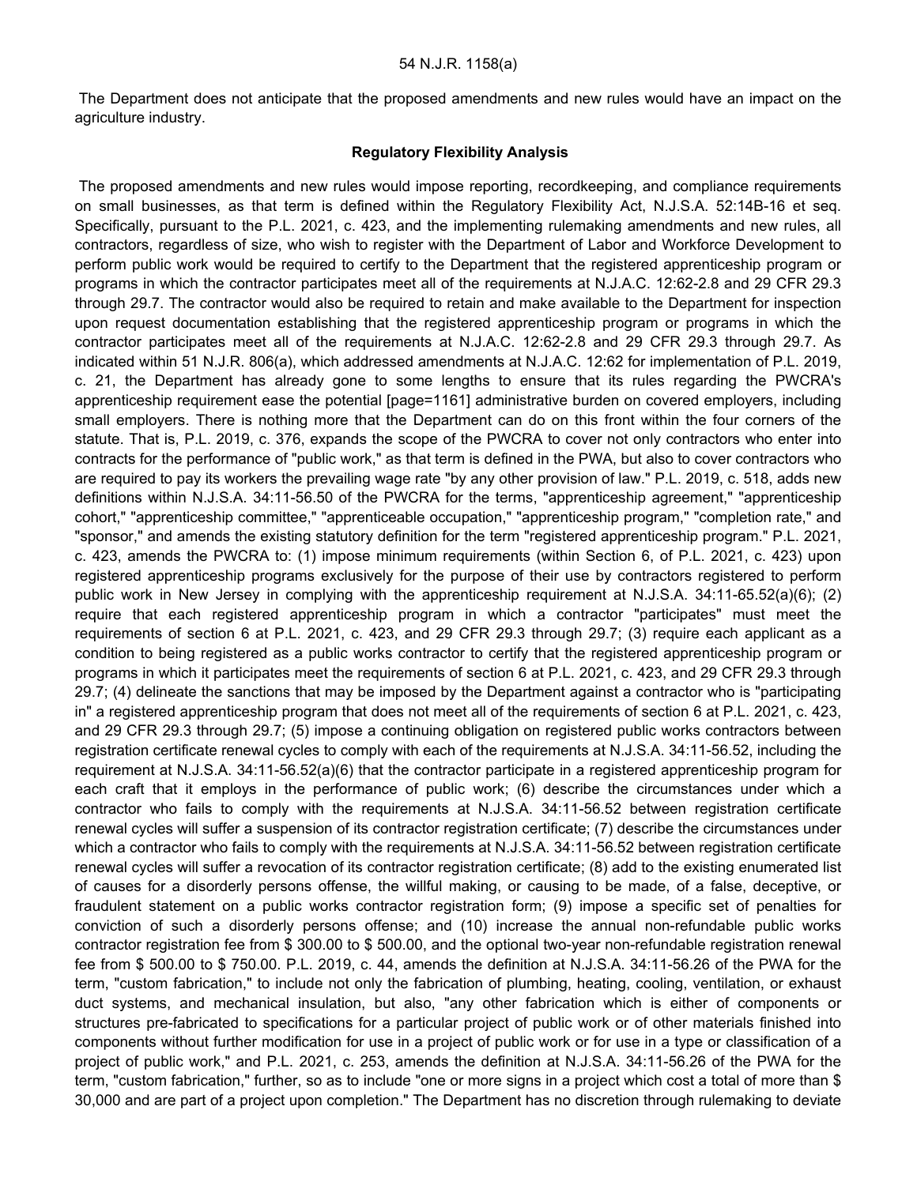The Department does not anticipate that the proposed amendments and new rules would have an impact on the agriculture industry.

**Regulatory Flexibility Analysis**

The proposed amendments and new rules would impose reporting, recordkeeping, and compliance requirements on small businesses, as that term is defined within the Regulatory Flexibility Act, N.J.S.A. 52:14B-16 et seq. Specifically, pursuant to the P.L. 2021, c. 423, and the implementing rulemaking amendments and new rules, all contractors, regardless of size, who wish to register with the Department of Labor and Workforce Development to perform public work would be required to certify to the Department that the registered apprenticeship program or programs in which the contractor participates meet all of the requirements at N.J.A.C. 12:62-2.8 and 29 CFR 29.3 through 29.7. The contractor would also be required to retain and make available to the Department for inspection upon request documentation establishing that the registered apprenticeship program or programs in which the contractor participates meet all of the requirements at N.J.A.C. 12:62-2.8 and 29 CFR 29.3 through 29.7. As indicated within 51 N.J.R. 806(a), which addressed amendments at N.J.A.C. 12:62 for implementation of P.L. 2019, c. 21, the Department has already gone to some lengths to ensure that its rules regarding the PWCRA's apprenticeship requirement ease the potential [page=1161] administrative burden on covered employers, including small employers. There is nothing more that the Department can do on this front within the four corners of the statute. That is, P.L. 2019, c. 376, expands the scope of the PWCRA to cover not only contractors who enter into contracts for the performance of "public work," as that term is defined in the PWA, but also to cover contractors who are required to pay its workers the prevailing wage rate "by any other provision of law." P.L. 2019, c. 518, adds new definitions within N.J.S.A. 34:11-56.50 of the PWCRA for the terms, "apprenticeship agreement," "apprenticeship cohort," "apprenticeship committee," "apprenticeable occupation," "apprenticeship program," "completion rate," and "sponsor," and amends the existing statutory definition for the term "registered apprenticeship program." P.L. 2021, c. 423, amends the PWCRA to: (1) impose minimum requirements (within Section 6, of P.L. 2021, c. 423) upon registered apprenticeship programs exclusively for the purpose of their use by contractors registered to perform public work in New Jersey in complying with the apprenticeship requirement at N.J.S.A. 34:11-65.52(a)(6); (2) require that each registered apprenticeship program in which a contractor "participates" must meet the requirements of section 6 at P.L. 2021, c. 423, and 29 CFR 29.3 through 29.7; (3) require each applicant as a condition to being registered as a public works contractor to certify that the registered apprenticeship program or programs in which it participates meet the requirements of section 6 at P.L. 2021, c. 423, and 29 CFR 29.3 through 29.7; (4) delineate the sanctions that may be imposed by the Department against a contractor who is "participating in" a registered apprenticeship program that does not meet all of the requirements of section 6 at P.L. 2021, c. 423, and 29 CFR 29.3 through 29.7; (5) impose a continuing obligation on registered public works contractors between registration certificate renewal cycles to comply with each of the requirements at N.J.S.A. 34:11-56.52, including the requirement at N.J.S.A. 34:11-56.52(a)(6) that the contractor participate in a registered apprenticeship program for each craft that it employs in the performance of public work; (6) describe the circumstances under which a contractor who fails to comply with the requirements at N.J.S.A. 34:11-56.52 between registration certificate renewal cycles will suffer a suspension of its contractor registration certificate; (7) describe the circumstances under which a contractor who fails to comply with the requirements at N.J.S.A. 34:11-56.52 between registration certificate renewal cycles will suffer a revocation of its contractor registration certificate; (8) add to the existing enumerated list of causes for a disorderly persons offense, the willful making, or causing to be made, of a false, deceptive, or fraudulent statement on a public works contractor registration form; (9) impose a specific set of penalties for conviction of such a disorderly persons offense; and (10) increase the annual non-refundable public works contractor registration fee from $ 300.00 to $ 500.00, and the optional two-year non-refundable registration renewal fee from $ 500.00 to $ 750.00. P.L. 2019, c. 44, amends the definition at N.J.S.A. 34:11-56.26 of the PWA for the term, "custom fabrication," to include not only the fabrication of plumbing, heating, cooling, ventilation, or exhaust duct systems, and mechanical insulation, but also, "any other fabrication which is either of components or structures pre-fabricated to specifications for a particular project of public work or of other materials finished into components without further modification for use in a project of public work or for use in a type or classification of a project of public work," and P.L. 2021, c. 253, amends the definition at N.J.S.A. 34:11-56.26 of the PWA for the term, "custom fabrication," further, so as to include "one or more signs in a project which cost a total of more than $ 30,000 and are part of a project upon completion." The Department has no discretion through rulemaking to deviate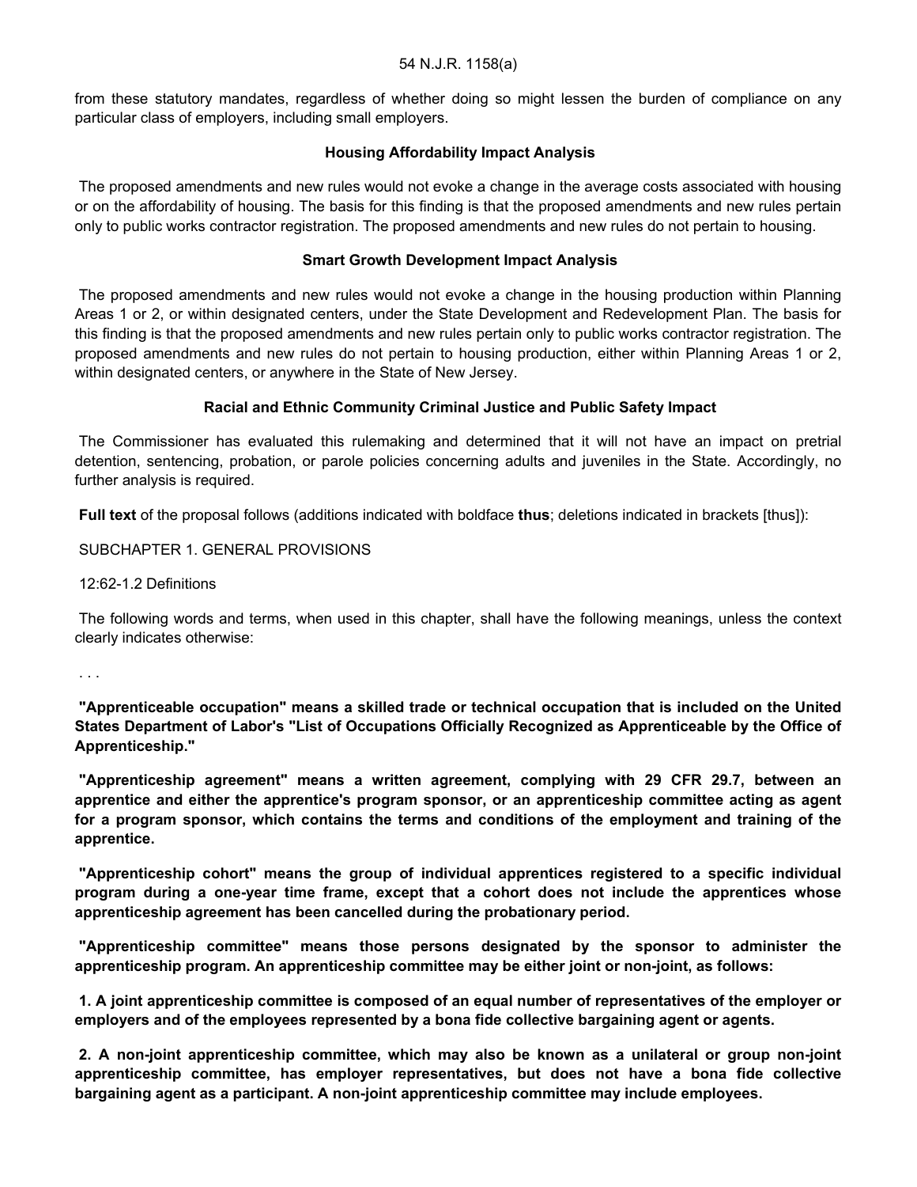from these statutory mandates, regardless of whether doing so might lessen the burden of compliance on any particular class of employers, including small employers.

### Housing Affordability Impact Analysis

The proposed amendments and new rules would not evoke a change in the average costs associated with housing or on the affordability of housing. The basis for this finding is that the proposed amendments and new rules pertain only to public works contractor registration. The proposed amendments and new rules do not pertain to housing.

### Smart Growth Development Impact Analysis

The proposed amendments and new rules would not evoke a change in the housing production within Planning Areas 1 or 2, or within designated centers, under the State Development and Redevelopment Plan. The basis for this finding is that the proposed amendments and new rules pertain only to public works contractor registration. The proposed amendments and new rules do not pertain to housing production, either within Planning Areas 1 or 2, within designated centers, or anywhere in the State of New Jersey.

### Racial and Ethnic Community Criminal Justice and Public Safety Impact

The Commissioner has evaluated this rulemaking and determined that it will not have an impact on pretrial detention, sentencing, probation, or parole policies concerning adults and juveniles in the State. Accordingly, no further analysis is required.

**Full text** of the proposal follows (additions indicated with boldface **thus**; deletions indicated in brackets [thus]):

SUBCHAPTER 1. GENERAL PROVISIONS

12:62-1.2 Definitions

The following words and terms, when used in this chapter, shall have the following meanings, unless the context clearly indicates otherwise:

. . .

**"Apprenticeable occupation" means a skilled trade or technical occupation that is included on the United States Department of Labor's "List of Occupations Officially Recognized as Apprenticeable by the Office of Apprenticeship."**

**"Apprenticeship agreement" means a written agreement, complying with 29 CFR 29.7, between an apprentice and either the apprentice's program sponsor, or an apprenticeship committee acting as agent for a program sponsor, which contains the terms and conditions of the employment and training of the apprentice.**

**"Apprenticeship cohort" means the group of individual apprentices registered to a specific individual program during a one-year time frame, except that a cohort does not include the apprentices whose apprenticeship agreement has been cancelled during the probationary period.**

**"Apprenticeship committee" means those persons designated by the sponsor to administer the apprenticeship program. An apprenticeship committee may be either joint or non-joint, as follows:**

**1. A joint apprenticeship committee is composed of an equal number of representatives of the employer or employers and of the employees represented by a bona fide collective bargaining agent or agents.**

**2. A non-joint apprenticeship committee, which may also be known as a unilateral or group non-joint apprenticeship committee, has employer representatives, but does not have a bona fide collective bargaining agent as a participant. A non-joint apprenticeship committee may include employees.**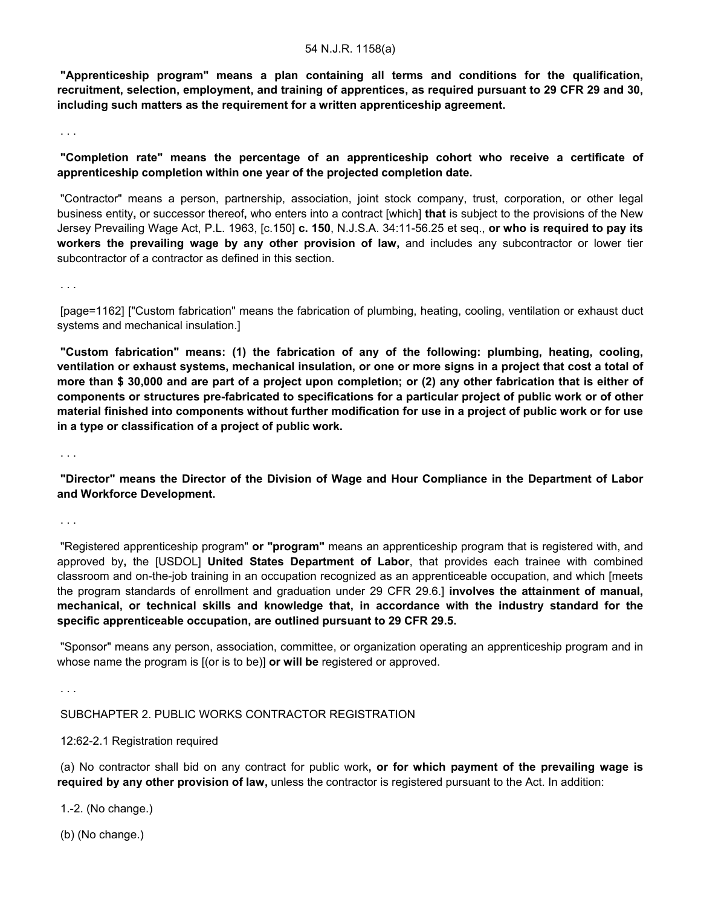**"Apprenticeship program" means a plan containing all terms and conditions for the qualification, recruitment, selection, employment, and training of apprentices, as required pursuant to 29 CFR 29 and 30, including such matters as the requirement for a written apprenticeship agreement.**

. . .

**"Completion rate" means the percentage of an apprenticeship cohort who receive a certificate of apprenticeship completion within one year of the projected completion date.**

"Contractor" means a person, partnership, association, joint stock company, trust, corporation, or other legal business entity**,** or successor thereof**,** who enters into a contract [which] **that** is subject to the provisions of the New Jersey Prevailing Wage Act, P.L. 1963, [c.150] **c. 150**, N.J.S.A. 34:11-56.25 et seq., **or who is required to pay its workers the prevailing wage by any other provision of law,** and includes any subcontractor or lower tier subcontractor of a contractor as defined in this section.

. . .

[page=1162] ["Custom fabrication" means the fabrication of plumbing, heating, cooling, ventilation or exhaust duct systems and mechanical insulation.]

**"Custom fabrication" means: (1) the fabrication of any of the following: plumbing, heating, cooling, ventilation or exhaust systems, mechanical insulation, or one or more signs in a project that cost a total of more than $ 30,000 and are part of a project upon completion; or (2) any other fabrication that is either of components or structures pre-fabricated to specifications for a particular project of public work or of other material finished into components without further modification for use in a project of public work or for use in a type or classification of a project of public work.**

. . .

**"Director" means the Director of the Division of Wage and Hour Compliance in the Department of Labor and Workforce Development.**

. . .

"Registered apprenticeship program" **or "program"** means an apprenticeship program that is registered with, and approved by**,** the [USDOL] **United States Department of Labor**, that provides each trainee with combined classroom and on-the-job training in an occupation recognized as an apprenticeable occupation, and which [meets the program standards of enrollment and graduation under 29 CFR 29.6.] **involves the attainment of manual, mechanical, or technical skills and knowledge that, in accordance with the industry standard for the specific apprenticeable occupation, are outlined pursuant to 29 CFR 29.5.**

"Sponsor" means any person, association, committee, or organization operating an apprenticeship program and in whose name the program is [(or is to be)] **or will be** registered or approved.

. . .

SUBCHAPTER 2. PUBLIC WORKS CONTRACTOR REGISTRATION

12:62-2.1 Registration required

(a) No contractor shall bid on any contract for public work**, or for which payment of the prevailing wage is required by any other provision of law,** unless the contractor is registered pursuant to the Act. In addition:

1.-2. (No change.)

(b) (No change.)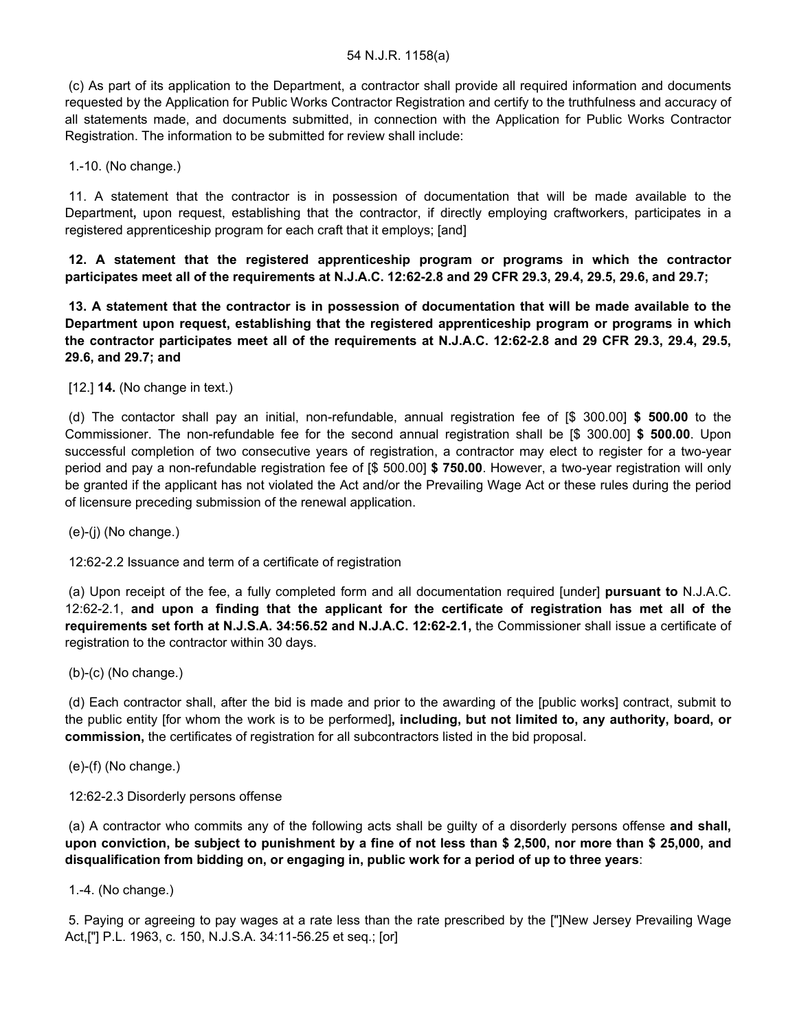(c) As part of its application to the Department, a contractor shall provide all required information and documents requested by the Application for Public Works Contractor Registration and certify to the truthfulness and accuracy of all statements made, and documents submitted, in connection with the Application for Public Works Contractor Registration. The information to be submitted for review shall include:

1.-10. (No change.)

11. A statement that the contractor is in possession of documentation that will be made available to the Department**,** upon request, establishing that the contractor, if directly employing craftworkers, participates in a registered apprenticeship program for each craft that it employs; [and]

**12. A statement that the registered apprenticeship program or programs in which the contractor participates meet all of the requirements at N.J.A.C. 12:62-2.8 and 29 CFR 29.3, 29.4, 29.5, 29.6, and 29.7;**

**13. A statement that the contractor is in possession of documentation that will be made available to the Department upon request, establishing that the registered apprenticeship program or programs in which the contractor participates meet all of the requirements at N.J.A.C. 12:62-2.8 and 29 CFR 29.3, 29.4, 29.5, 29.6, and 29.7; and**

[12.] **14.** (No change in text.)

(d) The contactor shall pay an initial, non-refundable, annual registration fee of [$ 300.00] **$ 500.00** to the Commissioner. The non-refundable fee for the second annual registration shall be [$ 300.00] **$ 500.00**. Upon successful completion of two consecutive years of registration, a contractor may elect to register for a two-year period and pay a non-refundable registration fee of [$ 500.00] **$ 750.00**. However, a two-year registration will only be granted if the applicant has not violated the Act and/or the Prevailing Wage Act or these rules during the period of licensure preceding submission of the renewal application.

(e)-(j) (No change.)

12:62-2.2 Issuance and term of a certificate of registration

(a) Upon receipt of the fee, a fully completed form and all documentation required [under] **pursuant to** N.J.A.C. 12:62-2.1, **and upon a finding that the applicant for the certificate of registration has met all of the requirements set forth at N.J.S.A. 34:56.52 and N.J.A.C. 12:62-2.1,** the Commissioner shall issue a certificate of registration to the contractor within 30 days.

(b)-(c) (No change.)

(d) Each contractor shall, after the bid is made and prior to the awarding of the [public works] contract, submit to the public entity [for whom the work is to be performed]**, including, but not limited to, any authority, board, or commission,** the certificates of registration for all subcontractors listed in the bid proposal.

(e)-(f) (No change.)

12:62-2.3 Disorderly persons offense

(a) A contractor who commits any of the following acts shall be guilty of a disorderly persons offense **and shall, upon conviction, be subject to punishment by a fine of not less than $ 2,500, nor more than $ 25,000, and disqualification from bidding on, or engaging in, public work for a period of up to three years**:

1.-4. (No change.)

5. Paying or agreeing to pay wages at a rate less than the rate prescribed by the ["]New Jersey Prevailing Wage Act,["] P.L. 1963, c. 150, N.J.S.A. 34:11-56.25 et seq.; [or]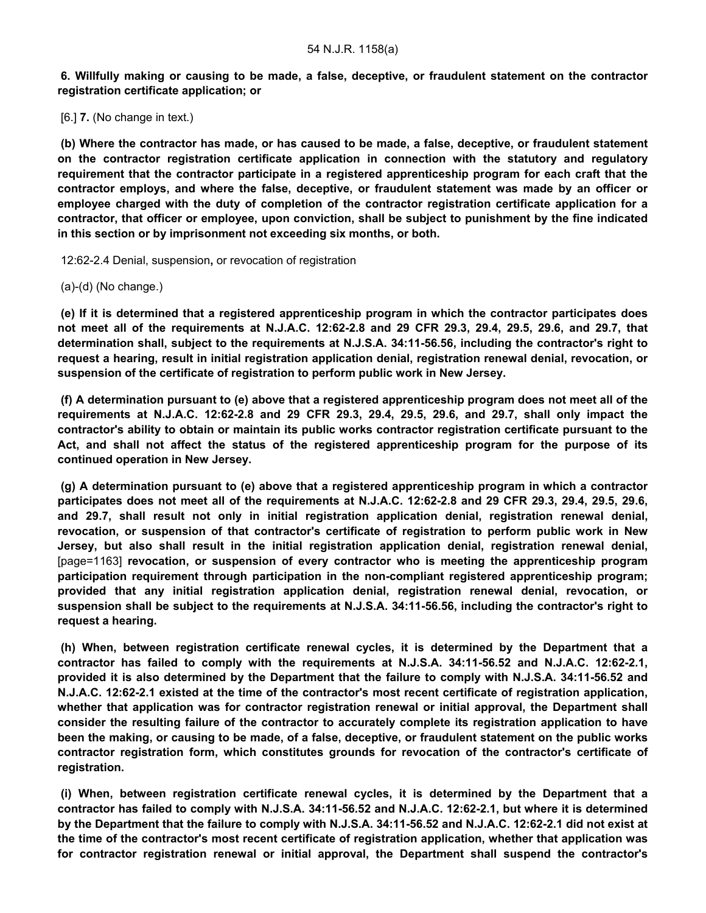**6. Willfully making or causing to be made, a false, deceptive, or fraudulent statement on the contractor registration certificate application; or**

[6.] **7.** (No change in text.)

**(b) Where the contractor has made, or has caused to be made, a false, deceptive, or fraudulent statement on the contractor registration certificate application in connection with the statutory and regulatory requirement that the contractor participate in a registered apprenticeship program for each craft that the contractor employs, and where the false, deceptive, or fraudulent statement was made by an officer or employee charged with the duty of completion of the contractor registration certificate application for a contractor, that officer or employee, upon conviction, shall be subject to punishment by the fine indicated in this section or by imprisonment not exceeding six months, or both.**

12:62-2.4 Denial, suspension**,** or revocation of registration

(a)-(d) (No change.)

**(e) If it is determined that a registered apprenticeship program in which the contractor participates does not meet all of the requirements at N.J.A.C. 12:62-2.8 and 29 CFR 29.3, 29.4, 29.5, 29.6, and 29.7, that determination shall, subject to the requirements at N.J.S.A. 34:11-56.56, including the contractor's right to request a hearing, result in initial registration application denial, registration renewal denial, revocation, or suspension of the certificate of registration to perform public work in New Jersey.**

**(f) A determination pursuant to (e) above that a registered apprenticeship program does not meet all of the requirements at N.J.A.C. 12:62-2.8 and 29 CFR 29.3, 29.4, 29.5, 29.6, and 29.7, shall only impact the contractor's ability to obtain or maintain its public works contractor registration certificate pursuant to the Act, and shall not affect the status of the registered apprenticeship program for the purpose of its continued operation in New Jersey.**

**(g) A determination pursuant to (e) above that a registered apprenticeship program in which a contractor participates does not meet all of the requirements at N.J.A.C. 12:62-2.8 and 29 CFR 29.3, 29.4, 29.5, 29.6, and 29.7, shall result not only in initial registration application denial, registration renewal denial, revocation, or suspension of that contractor's certificate of registration to perform public work in New Jersey, but also shall result in the initial registration application denial, registration renewal denial,** [page=1163] **revocation, or suspension of every contractor who is meeting the apprenticeship program participation requirement through participation in the non-compliant registered apprenticeship program; provided that any initial registration application denial, registration renewal denial, revocation, or suspension shall be subject to the requirements at N.J.S.A. 34:11-56.56, including the contractor's right to request a hearing.**

**(h) When, between registration certificate renewal cycles, it is determined by the Department that a contractor has failed to comply with the requirements at N.J.S.A. 34:11-56.52 and N.J.A.C. 12:62-2.1, provided it is also determined by the Department that the failure to comply with N.J.S.A. 34:11-56.52 and N.J.A.C. 12:62-2.1 existed at the time of the contractor's most recent certificate of registration application, whether that application was for contractor registration renewal or initial approval, the Department shall consider the resulting failure of the contractor to accurately complete its registration application to have been the making, or causing to be made, of a false, deceptive, or fraudulent statement on the public works contractor registration form, which constitutes grounds for revocation of the contractor's certificate of registration.**

**(i) When, between registration certificate renewal cycles, it is determined by the Department that a contractor has failed to comply with N.J.S.A. 34:11-56.52 and N.J.A.C. 12:62-2.1, but where it is determined by the Department that the failure to comply with N.J.S.A. 34:11-56.52 and N.J.A.C. 12:62-2.1 did not exist at the time of the contractor's most recent certificate of registration application, whether that application was for contractor registration renewal or initial approval, the Department shall suspend the contractor's**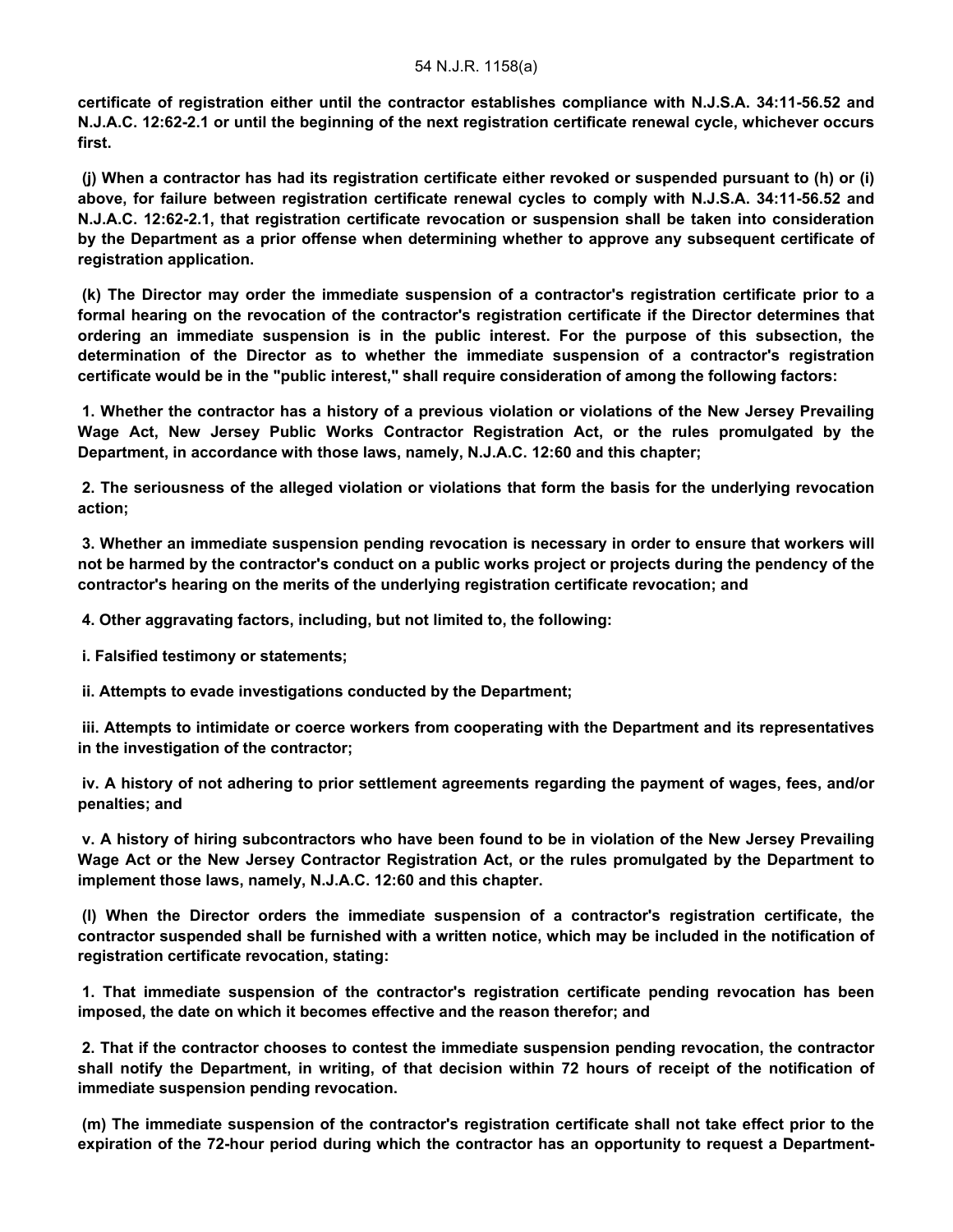**certificate of registration either until the contractor establishes compliance with N.J.S.A. 34:11-56.52 and N.J.A.C. 12:62-2.1 or until the beginning of the next registration certificate renewal cycle, whichever occurs first.**

**(j) When a contractor has had its registration certificate either revoked or suspended pursuant to (h) or (i) above, for failure between registration certificate renewal cycles to comply with N.J.S.A. 34:11-56.52 and N.J.A.C. 12:62-2.1, that registration certificate revocation or suspension shall be taken into consideration by the Department as a prior offense when determining whether to approve any subsequent certificate of registration application.**

**(k) The Director may order the immediate suspension of a contractor's registration certificate prior to a formal hearing on the revocation of the contractor's registration certificate if the Director determines that ordering an immediate suspension is in the public interest. For the purpose of this subsection, the determination of the Director as to whether the immediate suspension of a contractor's registration certificate would be in the "public interest," shall require consideration of among the following factors:**

**1. Whether the contractor has a history of a previous violation or violations of the New Jersey Prevailing Wage Act, New Jersey Public Works Contractor Registration Act, or the rules promulgated by the Department, in accordance with those laws, namely, N.J.A.C. 12:60 and this chapter;**

**2. The seriousness of the alleged violation or violations that form the basis for the underlying revocation action;**

**3. Whether an immediate suspension pending revocation is necessary in order to ensure that workers will not be harmed by the contractor's conduct on a public works project or projects during the pendency of the contractor's hearing on the merits of the underlying registration certificate revocation; and**

**4. Other aggravating factors, including, but not limited to, the following:**

**i. Falsified testimony or statements;**

**ii. Attempts to evade investigations conducted by the Department;**

**iii. Attempts to intimidate or coerce workers from cooperating with the Department and its representatives in the investigation of the contractor;**

**iv. A history of not adhering to prior settlement agreements regarding the payment of wages, fees, and/or penalties; and**

**v. A history of hiring subcontractors who have been found to be in violation of the New Jersey Prevailing Wage Act or the New Jersey Contractor Registration Act, or the rules promulgated by the Department to implement those laws, namely, N.J.A.C. 12:60 and this chapter.**

**(l) When the Director orders the immediate suspension of a contractor's registration certificate, the contractor suspended shall be furnished with a written notice, which may be included in the notification of registration certificate revocation, stating:**

**1. That immediate suspension of the contractor's registration certificate pending revocation has been imposed, the date on which it becomes effective and the reason therefor; and**

**2. That if the contractor chooses to contest the immediate suspension pending revocation, the contractor shall notify the Department, in writing, of that decision within 72 hours of receipt of the notification of immediate suspension pending revocation.**

**(m) The immediate suspension of the contractor's registration certificate shall not take effect prior to the expiration of the 72-hour period during which the contractor has an opportunity to request a Department-**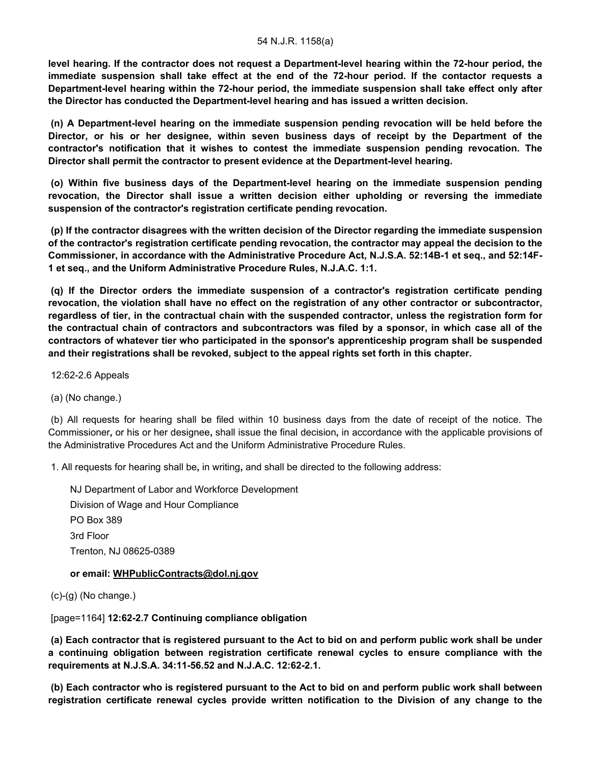**level hearing. If the contractor does not request a Department-level hearing within the 72-hour period, the immediate suspension shall take effect at the end of the 72-hour period. If the contactor requests a Department-level hearing within the 72-hour period, the immediate suspension shall take effect only after the Director has conducted the Department-level hearing and has issued a written decision.**

**(n) A Department-level hearing on the immediate suspension pending revocation will be held before the Director, or his or her designee, within seven business days of receipt by the Department of the contractor's notification that it wishes to contest the immediate suspension pending revocation. The Director shall permit the contractor to present evidence at the Department-level hearing.**

**(o) Within five business days of the Department-level hearing on the immediate suspension pending revocation, the Director shall issue a written decision either upholding or reversing the immediate suspension of the contractor's registration certificate pending revocation.**

**(p) If the contractor disagrees with the written decision of the Director regarding the immediate suspension of the contractor's registration certificate pending revocation, the contractor may appeal the decision to the Commissioner, in accordance with the Administrative Procedure Act, N.J.S.A. 52:14B-1 et seq., and 52:14F-1 et seq., and the Uniform Administrative Procedure Rules, N.J.A.C. 1:1.**

**(q) If the Director orders the immediate suspension of a contractor's registration certificate pending revocation, the violation shall have no effect on the registration of any other contractor or subcontractor, regardless of tier, in the contractual chain with the suspended contractor, unless the registration form for the contractual chain of contractors and subcontractors was filed by a sponsor, in which case all of the contractors of whatever tier who participated in the sponsor's apprenticeship program shall be suspended and their registrations shall be revoked, subject to the appeal rights set forth in this chapter.**

12:62-2.6 Appeals

(a) (No change.)

(b) All requests for hearing shall be filed within 10 business days from the date of receipt of the notice. The Commissioner**,** or his or her designee**,** shall issue the final decision**,** in accordance with the applicable provisions of the Administrative Procedures Act and the Uniform Administrative Procedure Rules.

1. All requests for hearing shall be**,** in writing**,** and shall be directed to the following address:

NJ Department of Labor and Workforce Development
Division of Wage and Hour Compliance
PO Box 389
3rd Floor
Trenton, NJ 08625-0389

**or email: WHPublicContracts@dol.nj.gov**

(c)-(g) (No change.)

[page=1164] **12:62-2.7 Continuing compliance obligation**

**(a) Each contractor that is registered pursuant to the Act to bid on and perform public work shall be under a continuing obligation between registration certificate renewal cycles to ensure compliance with the requirements at N.J.S.A. 34:11-56.52 and N.J.A.C. 12:62-2.1.**

**(b) Each contractor who is registered pursuant to the Act to bid on and perform public work shall between registration certificate renewal cycles provide written notification to the Division of any change to the**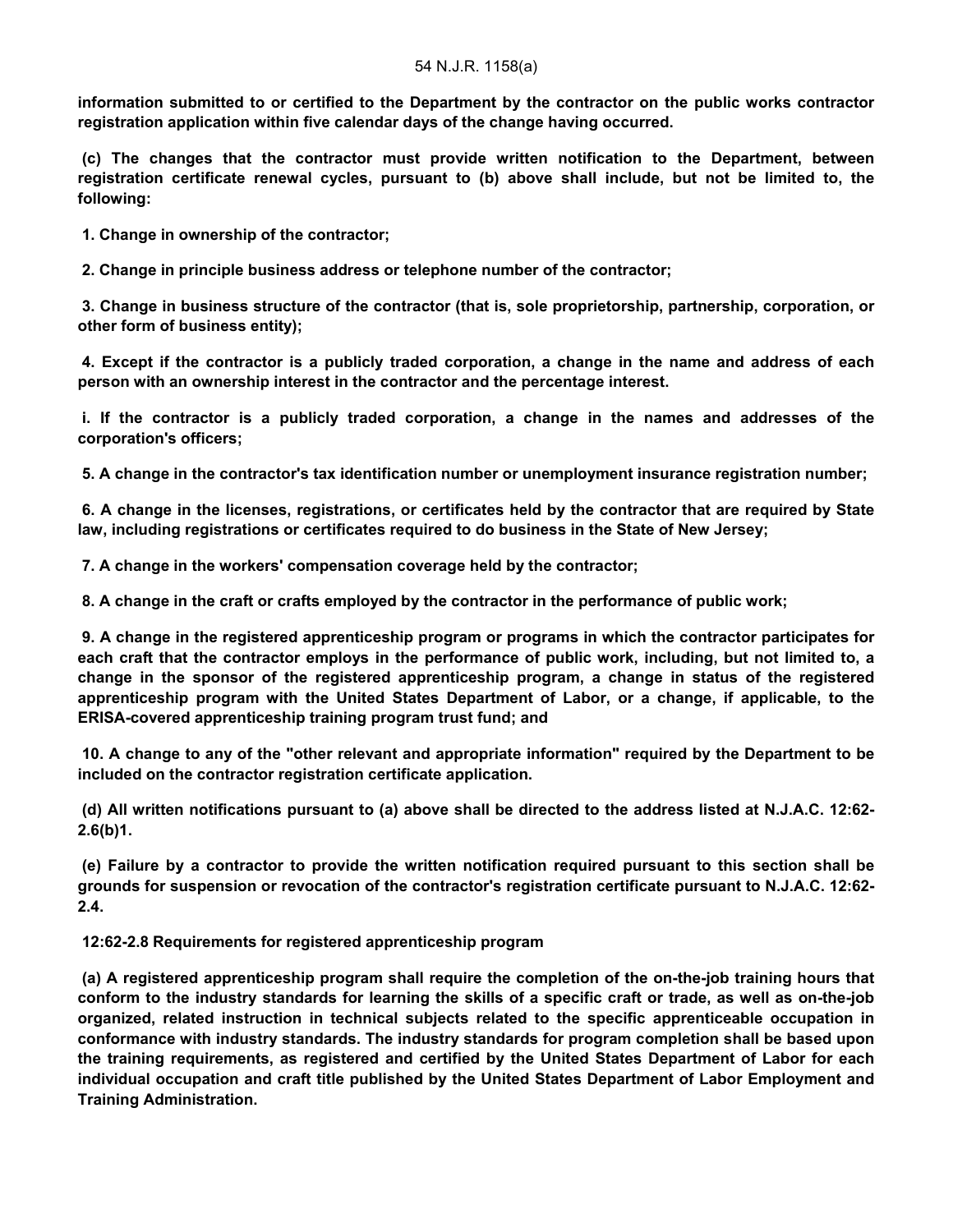**information submitted to or certified to the Department by the contractor on the public works contractor registration application within five calendar days of the change having occurred.**

**(c) The changes that the contractor must provide written notification to the Department, between registration certificate renewal cycles, pursuant to (b) above shall include, but not be limited to, the following:**

**1. Change in ownership of the contractor;**

**2. Change in principle business address or telephone number of the contractor;**

**3. Change in business structure of the contractor (that is, sole proprietorship, partnership, corporation, or other form of business entity);**

**4. Except if the contractor is a publicly traded corporation, a change in the name and address of each person with an ownership interest in the contractor and the percentage interest.**

**i. If the contractor is a publicly traded corporation, a change in the names and addresses of the corporation's officers;**

**5. A change in the contractor's tax identification number or unemployment insurance registration number;**

**6. A change in the licenses, registrations, or certificates held by the contractor that are required by State law, including registrations or certificates required to do business in the State of New Jersey;**

**7. A change in the workers' compensation coverage held by the contractor;**

**8. A change in the craft or crafts employed by the contractor in the performance of public work;**

**9. A change in the registered apprenticeship program or programs in which the contractor participates for each craft that the contractor employs in the performance of public work, including, but not limited to, a change in the sponsor of the registered apprenticeship program, a change in status of the registered apprenticeship program with the United States Department of Labor, or a change, if applicable, to the ERISA-covered apprenticeship training program trust fund; and**

**10. A change to any of the "other relevant and appropriate information" required by the Department to be included on the contractor registration certificate application.**

**(d) All written notifications pursuant to (a) above shall be directed to the address listed at N.J.A.C. 12:62-2.6(b)1.**

**(e) Failure by a contractor to provide the written notification required pursuant to this section shall be grounds for suspension or revocation of the contractor's registration certificate pursuant to N.J.A.C. 12:62-2.4.**

**12:62-2.8 Requirements for registered apprenticeship program**

**(a) A registered apprenticeship program shall require the completion of the on-the-job training hours that conform to the industry standards for learning the skills of a specific craft or trade, as well as on-the-job organized, related instruction in technical subjects related to the specific apprenticeable occupation in conformance with industry standards. The industry standards for program completion shall be based upon the training requirements, as registered and certified by the United States Department of Labor for each individual occupation and craft title published by the United States Department of Labor Employment and Training Administration.**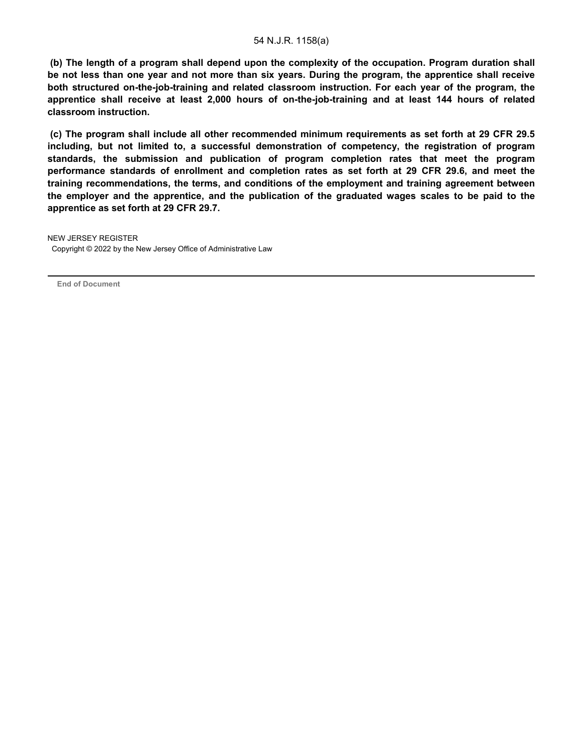**(b) The length of a program shall depend upon the complexity of the occupation. Program duration shall be not less than one year and not more than six years. During the program, the apprentice shall receive both structured on-the-job-training and related classroom instruction. For each year of the program, the apprentice shall receive at least 2,000 hours of on-the-job-training and at least 144 hours of related classroom instruction.**

**(c) The program shall include all other recommended minimum requirements as set forth at 29 CFR 29.5 including, but not limited to, a successful demonstration of competency, the registration of program standards, the submission and publication of program completion rates that meet the program performance standards of enrollment and completion rates as set forth at 29 CFR 29.6, and meet the training recommendations, the terms, and conditions of the employment and training agreement between the employer and the apprentice, and the publication of the graduated wages scales to be paid to the apprentice as set forth at 29 CFR 29.7.**

NEW JERSEY REGISTER
Copyright © 2022 by the New Jersey Office of Administrative Law

---

End of Document